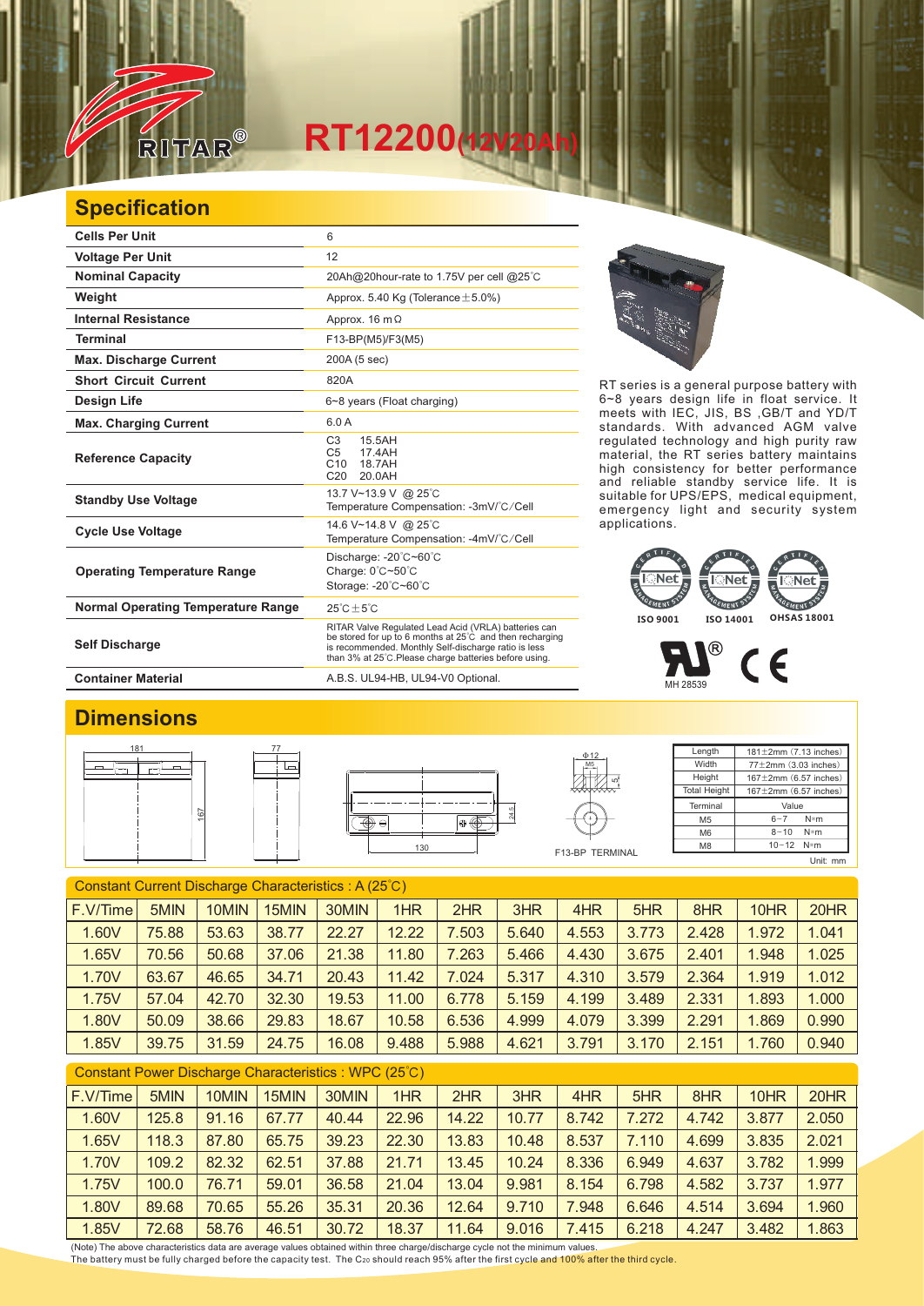# RITAR® RT12200(12V20Ah)

## Specification

| | |
|---|---|
| **Cells Per Unit** | 6 |
| **Voltage Per Unit** | 12 |
| **Nominal Capacity** | 20Ah@20hour-rate to 1.75V per cell @25℃ |
| **Weight** | Approx. 5.40 Kg (Tolerance±5.0%) |
| **Internal Resistance** | Approx. 16 mΩ |
| **Terminal** | F13-BP(M5)/F3(M5) |
| **Max. Discharge Current** | 200A (5 sec) |
| **Short Circuit Current** | 820A |
| **Design Life** | 6~8 years (Float charging) |
| **Max. Charging Current** | 6.0 A |
| **Reference Capacity** | C3 15.5AH<br>C5 17.4AH<br>C10 18.7AH<br>C20 20.0AH |
| **Standby Use Voltage** | 13.7 V~13.9 V @ 25℃<br>Temperature Compensation: -3mV/℃/Cell |
| **Cycle Use Voltage** | 14.6 V~14.8 V @ 25℃<br>Temperature Compensation: -4mV/℃/Cell |
| **Operating Temperature Range** | Discharge: -20℃~60℃<br>Charge: 0℃~50℃<br>Storage: -20℃~60℃ |
| **Normal Operating Temperature Range** | 25℃±5℃ |
| **Self Discharge** | RITAR Valve Regulated Lead Acid (VRLA) batteries can be stored for up to 6 months at 25℃ and then recharging is recommended. Monthly Self-discharge ratio is less than 3% at 25℃.Please charge batteries before using. |
| **Container Material** | A.B.S. UL94-HB, UL94-V0 Optional. |

RT series is a general purpose battery with 6~8 years design life in float service. It meets with IEC, JIS, BS ,GB/T and YD/T standards. With advanced AGM valve regulated technology and high purity raw material, the RT series battery maintains high consistency for better performance and reliable standby service life. It is suitable for UPS/EPS, medical equipment, emergency light and security system applications.

ISO 9001 ISO 14001 OHSAS 18001

MH 28539

## Dimensions

181 167 77 130 24.5 Φ12 M5 5

F13-BP TERMINAL

| Length | 181±2mm (7.13 inches) |
|---|---|
| Width | 77±2mm (3.03 inches) |
| Height | 167±2mm (6.57 inches) |
| Total Height | 167±2mm (6.57 inches) |
| **Terminal** | **Value** |
| M5 | 6~7 N*m |
| M6 | 8~10 N*m |
| M8 | 10~12 N*m |

Unit: mm

### Constant Current Discharge Characteristics : A (25℃)

| F.V/Time | 5MIN | 10MIN | 15MIN | 30MIN | 1HR | 2HR | 3HR | 4HR | 5HR | 8HR | 10HR | 20HR |
|---|---|---|---|---|---|---|---|---|---|---|---|---|
| 1.60V | 75.88 | 53.63 | 38.77 | 22.27 | 12.22 | 7.503 | 5.640 | 4.553 | 3.773 | 2.428 | 1.972 | 1.041 |
| 1.65V | 70.56 | 50.68 | 37.06 | 21.38 | 11.80 | 7.263 | 5.466 | 4.430 | 3.675 | 2.401 | 1.948 | 1.025 |
| 1.70V | 63.67 | 46.65 | 34.71 | 20.43 | 11.42 | 7.024 | 5.317 | 4.310 | 3.579 | 2.364 | 1.919 | 1.012 |
| 1.75V | 57.04 | 42.70 | 32.30 | 19.53 | 11.00 | 6.778 | 5.159 | 4.199 | 3.489 | 2.331 | 1.893 | 1.000 |
| 1.80V | 50.09 | 38.66 | 29.83 | 18.67 | 10.58 | 6.536 | 4.999 | 4.079 | 3.399 | 2.291 | 1.869 | 0.990 |
| 1.85V | 39.75 | 31.59 | 24.75 | 16.08 | 9.488 | 5.988 | 4.621 | 3.791 | 3.170 | 2.151 | 1.760 | 0.940 |

### Constant Power Discharge Characteristics : WPC (25℃)

| F.V/Time | 5MIN | 10MIN | 15MIN | 30MIN | 1HR | 2HR | 3HR | 4HR | 5HR | 8HR | 10HR | 20HR |
|---|---|---|---|---|---|---|---|---|---|---|---|---|
| 1.60V | 125.8 | 91.16 | 67.77 | 40.44 | 22.96 | 14.22 | 10.77 | 8.742 | 7.272 | 4.742 | 3.877 | 2.050 |
| 1.65V | 118.3 | 87.80 | 65.75 | 39.23 | 22.30 | 13.83 | 10.48 | 8.537 | 7.110 | 4.699 | 3.835 | 2.021 |
| 1.70V | 109.2 | 82.32 | 62.51 | 37.88 | 21.71 | 13.45 | 10.24 | 8.336 | 6.949 | 4.637 | 3.782 | 1.999 |
| 1.75V | 100.0 | 76.71 | 59.01 | 36.58 | 21.04 | 13.04 | 9.981 | 8.154 | 6.798 | 4.582 | 3.737 | 1.977 |
| 1.80V | 89.68 | 70.65 | 55.26 | 35.31 | 20.36 | 12.64 | 9.710 | 7.948 | 6.646 | 4.514 | 3.694 | 1.960 |
| 1.85V | 72.68 | 58.76 | 46.51 | 30.72 | 18.37 | 11.64 | 9.016 | 7.415 | 6.218 | 4.247 | 3.482 | 1.863 |

(Note) The above characteristics data are average values obtained within three charge/discharge cycle not the minimum values.
The battery must be fully charged before the capacity test. The $C_{20}$ should reach 95% after the first cycle and 100% after the third cycle.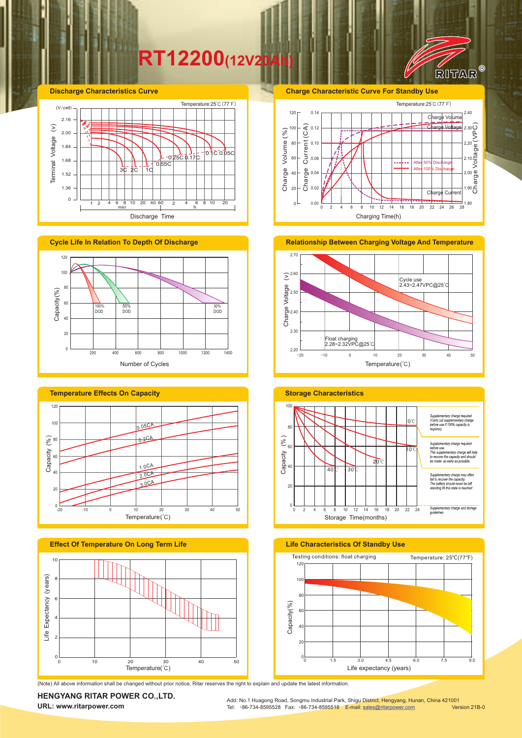# RT12200(12V20Ah)

RITAR®

## Discharge Characteristics Curve

Temperature:25℃ (77℉)

(V/cell)

Terminal Voltage (v)

2.16
2.00
1.84
1.68
1.52
1.36
0

3C 2C 1C 0.55C 0.25C 0.17C 0.1C 0.05C

1 2 4 6 8 10 20 40 60 2 4 6 8 10 20

min h

Discharge Time

## Charge Characteristic Curve For Standby Use

Temperature:25℃ (77℉)

Charge Volume (%)

Charge Current (CA)

Charge Voltage (VPC)

120 100 80 60 40 20 0

0.14 0.12 0.10 0.06 0.04 0.02 0.00

2.40 2.30 2.20 2.10 2.00 1.90 1.80

Charge Volume

Charge Voltage

After 50% Discharge

After 100% Discharge

Charge Current

0 2 4 6 8 10 12 14 16 18 20 22 24 26 28

Charging Time(h)

## Cycle Life In Relation To Depth Of Discharge

Capacity(%)

120 100 80 60 40 20 0

100% DOD

50% DOD

30% DOD

200 400 600 800 1000 1200 1400

Number of Cycles

## Relationship Between Charging Voltage And Temperature

Charge Voltage (v)

2.70 2.60 2.50 2.40 2.30 2.20

Cycle use
2.43~2.47VPC@25℃

Float charging
2.28~2.32VPC@25℃

−20 −10 0 10 20 30 40 50

Temperature(℃)

## Temperature Effects On Capacity

Capacity (%)

120 100 80 60 40 20 0

0.05CA

0.2CA

1.0CA

2.0CA

3.0CA

-20 -10 0 10 20 30 40 50

Temperature(℃)

## Storage Characteristics

Capacity (%)

100 80 60 40 20 0

0℃

10℃

20℃

40℃ 30℃

0 2 4 6 8 10 12 14 16 18 20 22 24

Storage Time(months)

*Supplementary charge required (Carry out supplementary charge before use if 100% capacity is requires)*

*Supplementary charge required before use. This supplementary charge will help to recover the capacity and should be made as early as possible.*

*Supplementary charge may often fail to recover the capacity. The battery should never be left standing till this state is reached*

*Supplementary charge and storage guidelines*

## Effect Of Temperature On Long Term Life

Life Expectancy (years)

10 8 6 4 2 0

0 10 20 30 40 50

Temperature(℃)

## Life Characteristics Of Standby Use

Testing conditions: float charging

Temperature: 25℃(77℉)

Capacity(%)

120 100 80 60 40 20 0

0 1.5 3.0 4.5 6.0 7.5 9.0

Life expectancy (years)

(Note) All above information shall be changed without prior notice, Ritar reserves the right to explain and update the latest information.

**HENGYANG RITAR POWER CO.,LTD.**

**URL: www.ritarpower.com**

Add: No.1 Huagong Road, Songmu Industrial Park, Shigu District, Hengyang, Hunan, China 421001

Tel: +86-734-8595528 Fax: +86-734-8595518 E-mail: sales@ritarpower.com

Version 21B-0